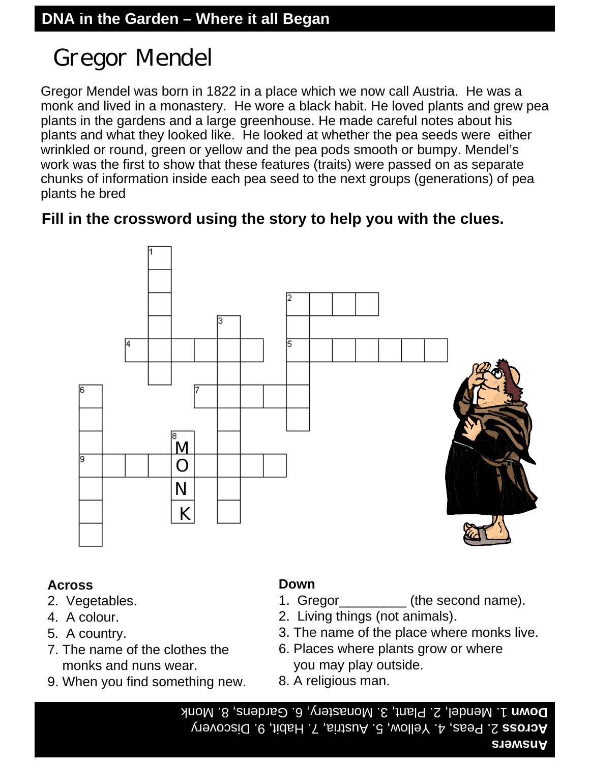## DNA in the Garden – Where it all Began

# Gregor Mendel

Gregor Mendel was born in 1822 in a place which we now call Austria. He was a monk and lived in a monastery. He wore a black habit. He loved plants and grew pea plants in the gardens and a large greenhouse. He made careful notes about his plants and what they looked like. He looked at whether the pea seeds were either wrinkled or round, green or yellow and the pea pods smooth or bumpy. Mendel's work was the first to show that these features (traits) were passed on as separate chunks of information inside each pea seed to the next groups (generations) of pea plants he bred

**Fill in the crossword using the story to help you with the clues.**

M
O
N
K

**Across**

2. Vegetables.
4. A colour.
5. A country.
7. The name of the clothes the monks and nuns wear.
9. When you find something new.

**Down**

1. Gregor_________ (the second name).
2. Living things (not animals).
3. The name of the place where monks live.
6. Places where plants grow or where you may play outside.
8. A religious man.

**Answers**
**Across** 2. Peas, 4. Yellow, 5. Austria, 7. Habit, 9. Discovery
**Down** 1. Mendel, 2. Plant, 3. Monastery, 6. Gardens, 8. Monk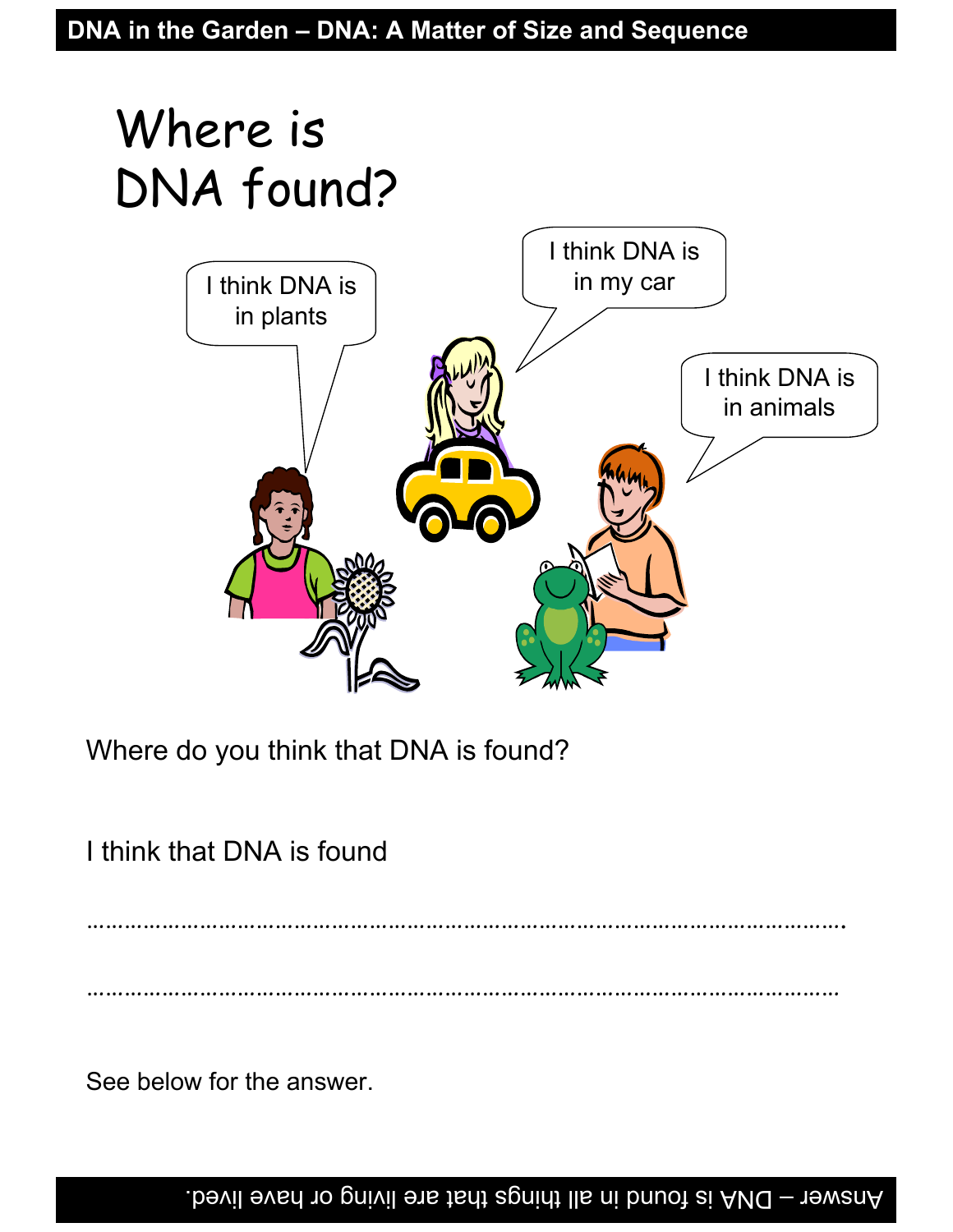# Where is DNA found?

I think DNA is in plants

I think DNA is in my car

I think DNA is in animals

Where do you think that DNA is found?

I think that DNA is found

…………………………………………………………………………………………………….

……………………………………………………………………………………………………

See below for the answer.

Answer – DNA is found in all things that are living or have lived.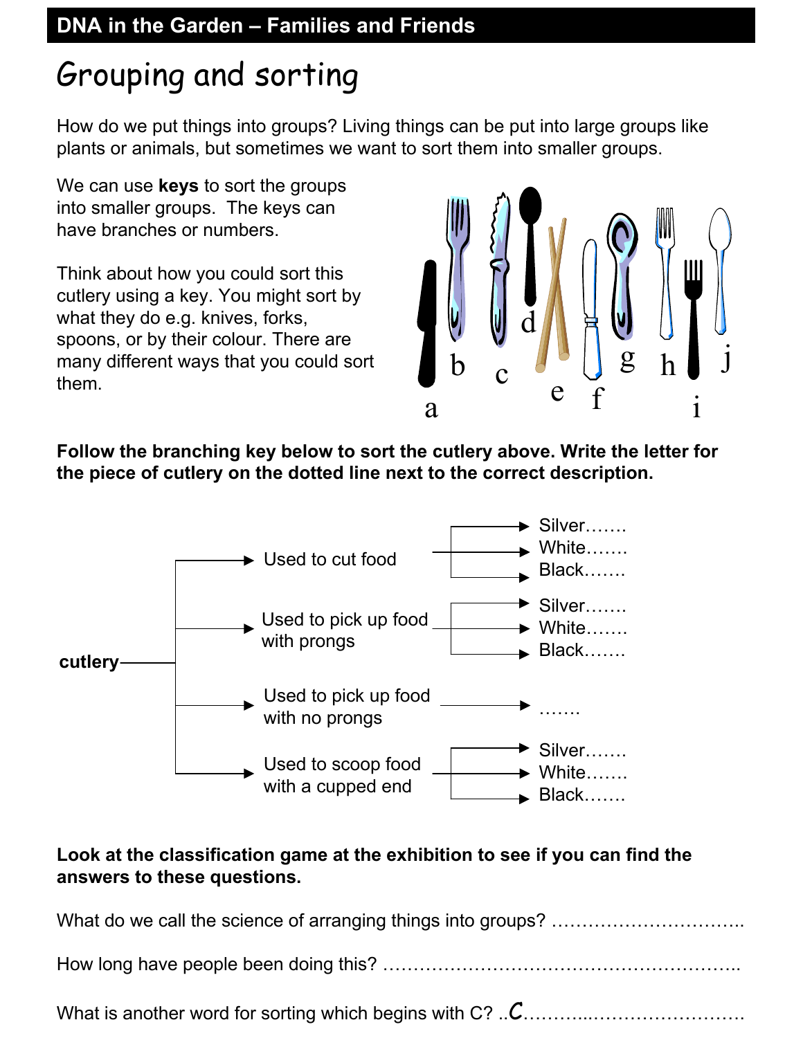## DNA in the Garden – Families and Friends

# Grouping and sorting

How do we put things into groups? Living things can be put into large groups like plants or animals, but sometimes we want to sort them into smaller groups.

We can use **keys** to sort the groups into smaller groups. The keys can have branches or numbers.

Think about how you could sort this cutlery using a key. You might sort by what they do e.g. knives, forks, spoons, or by their colour. There are many different ways that you could sort them.

a b c d e f g h i j

**Follow the branching key below to sort the cutlery above. Write the letter for the piece of cutlery on the dotted line next to the correct description.**

cutlery
- Used to cut food
  - Silver…….
  - White…….
  - Black…….
- Used to pick up food with prongs
  - Silver…….
  - White…….
  - Black…….
- Used to pick up food with no prongs
  - …….
- Used to scoop food with a cupped end
  - Silver…….
  - White…….
  - Black…….

**Look at the classification game at the exhibition to see if you can find the answers to these questions.**

What do we call the science of arranging things into groups? …………………………..

How long have people been doing this? ……………………………………………………..

What is another word for sorting which begins with C? ..*C*………...…………………….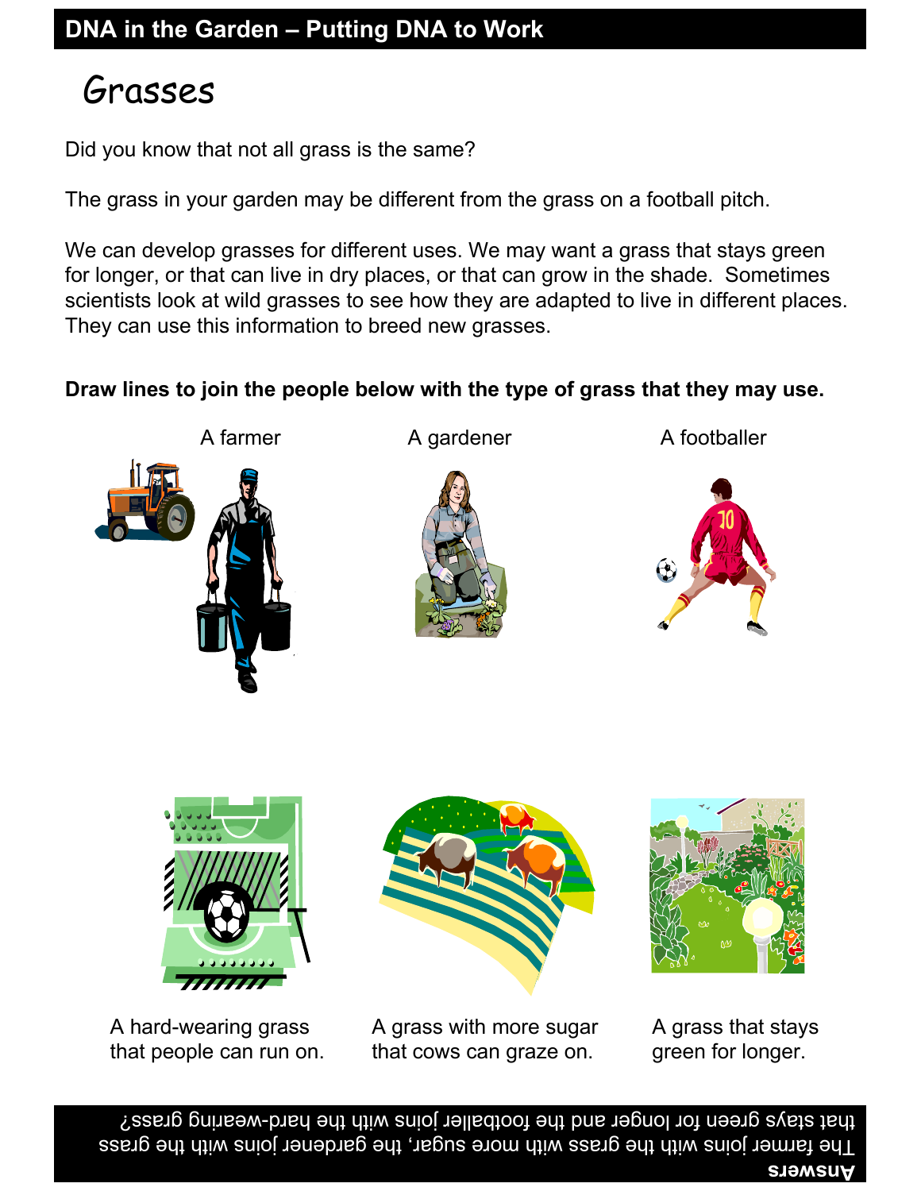## DNA in the Garden – Putting DNA to Work

# Grasses

Did you know that not all grass is the same?

The grass in your garden may be different from the grass on a football pitch.

We can develop grasses for different uses. We may want a grass that stays green for longer, or that can live in dry places, or that can grow in the shade. Sometimes scientists look at wild grasses to see how they are adapted to live in different places. They can use this information to breed new grasses.

**Draw lines to join the people below with the type of grass that they may use.**

A farmer

A gardener

A footballer

A hard-wearing grass that people can run on.

A grass with more sugar that cows can graze on.

A grass that stays green for longer.

**Answers**

The farmer joins with the grass with more sugar, the gardener joins with the grass that stays green for longer and the footballer joins with the hard-wearing grass?